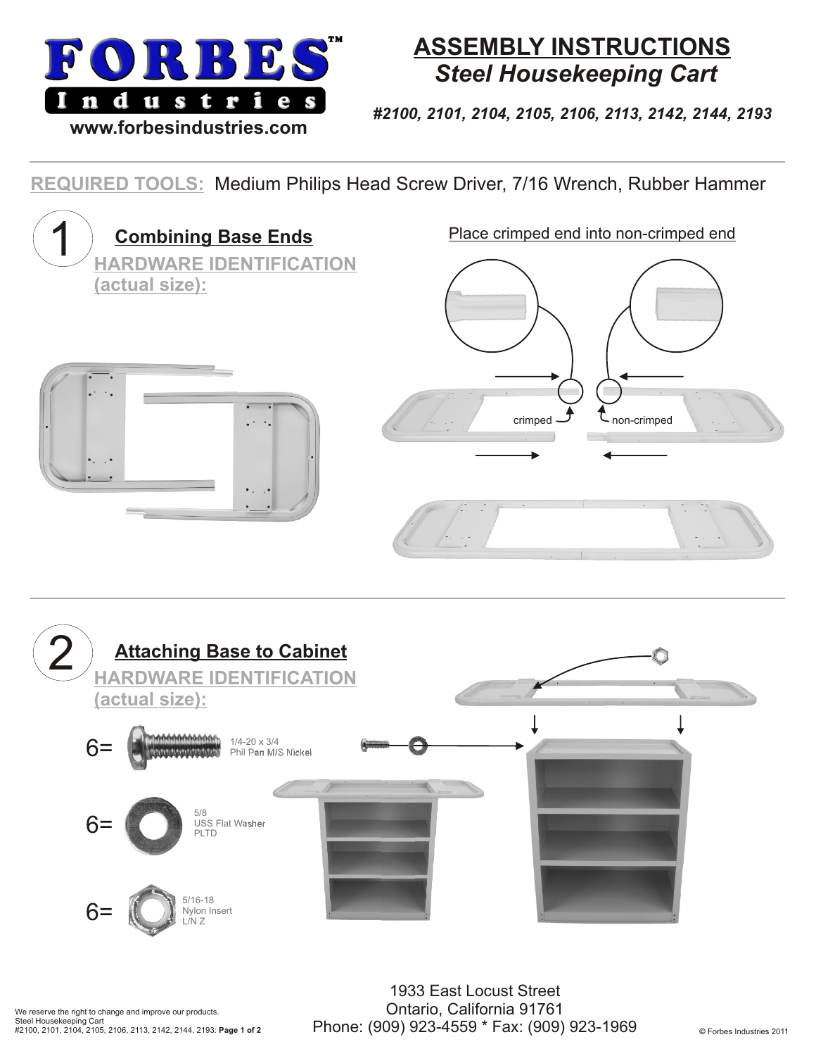# ASSEMBLY INSTRUCTIONS

## *Steel Housekeeping Cart*

*#2100, 2101, 2104, 2105, 2106, 2113, 2142, 2144, 2193*

**FORBES™ Industries**

**www.forbesindustries.com**

**REQUIRED TOOLS:** Medium Philips Head Screw Driver, 7/16 Wrench, Rubber Hammer

## 1 Combining Base Ends

**HARDWARE IDENTIFICATION (actual size):**

Place crimped end into non-crimped end

crimped

non-crimped

## 2 Attaching Base to Cabinet

**HARDWARE IDENTIFICATION (actual size):**

6= 1/4-20 x 3/4 Phil Pan M/S Nickel

6= 5/8 USS Flat Washer PLTD

6= 5/16-18 Nylon Insert L/N Z

We reserve the right to change and improve our products.
Steel Housekeeping Cart
#2100, 2101, 2104, 2105, 2106, 2113, 2142, 2144, 2193: **Page 1 of 2**

1933 East Locust Street
Ontario, California 91761
Phone: (909) 923-4559 * Fax: (909) 923-1969

© Forbes Industries 2011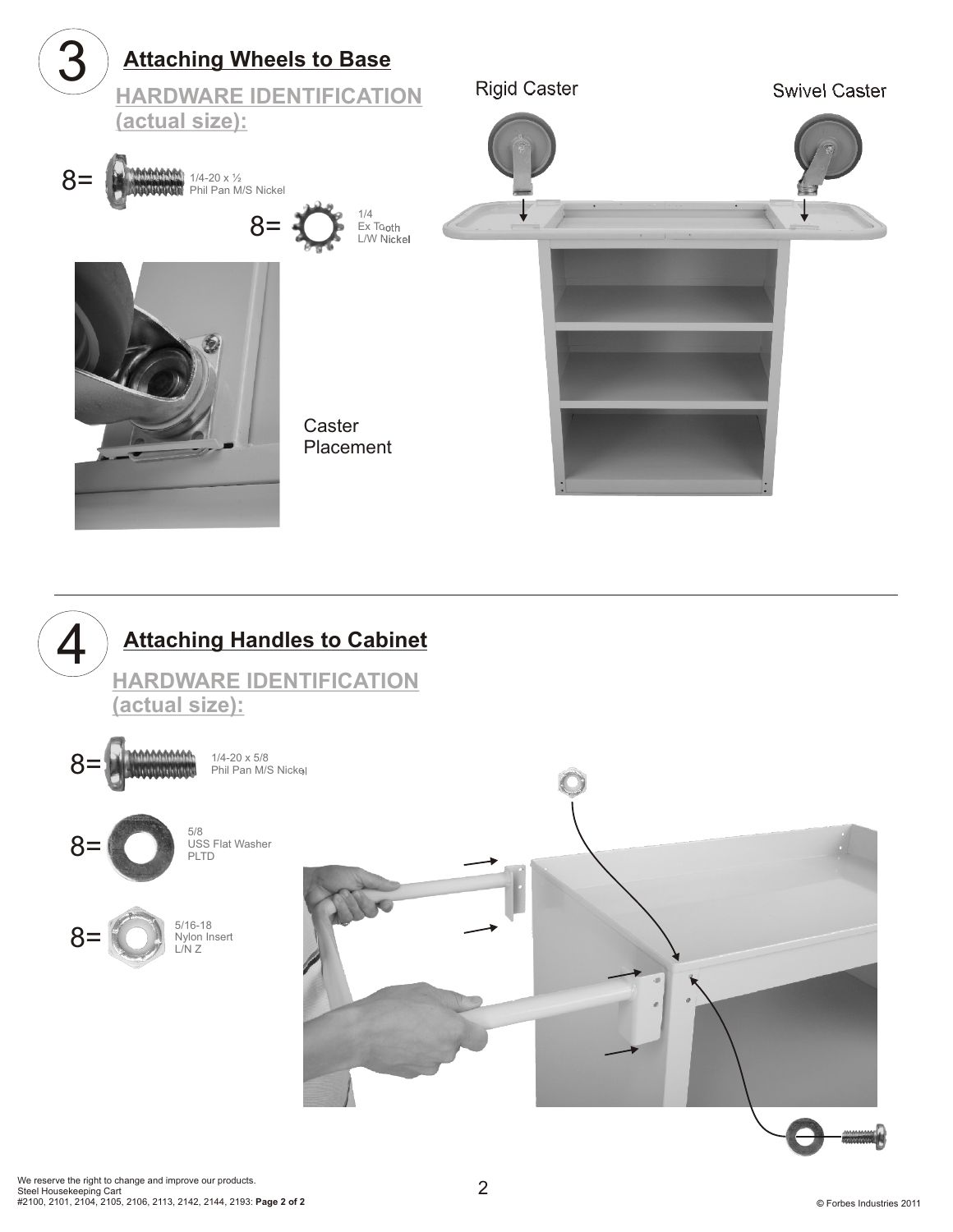## 3 Attaching Wheels to Base

### HARDWARE IDENTIFICATION (actual size):

8= 1/4-20 x ½ Phil Pan M/S Nickel

8= 1/4 Ex Tooth L/W Nickel

Rigid Caster

Swivel Caster

Caster Placement

## 4 Attaching Handles to Cabinet

### HARDWARE IDENTIFICATION (actual size):

8= 1/4-20 x 5/8 Phil Pan M/S Nickel

8= 5/8 USS Flat Washer PLTD

8= 5/16-18 Nylon Insert L/N Z

We reserve the right to change and improve our products.
Steel Housekeeping Cart
#2100, 2101, 2104, 2105, 2106, 2113, 2142, 2144, 2193

© Forbes Industries 2011